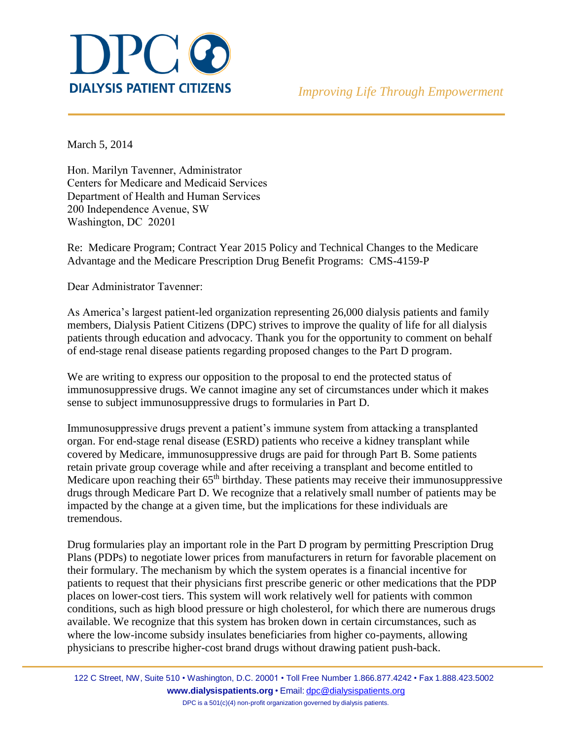# DPC

**DIALYSIS PATIENT CITIZENS**

*Improving Life Through Empowerment*

March 5, 2014

Hon. Marilyn Tavenner, Administrator
Centers for Medicare and Medicaid Services
Department of Health and Human Services
200 Independence Avenue, SW
Washington, DC 20201

Re: Medicare Program; Contract Year 2015 Policy and Technical Changes to the Medicare Advantage and the Medicare Prescription Drug Benefit Programs: CMS-4159-P

Dear Administrator Tavenner:

As America's largest patient-led organization representing 26,000 dialysis patients and family members, Dialysis Patient Citizens (DPC) strives to improve the quality of life for all dialysis patients through education and advocacy. Thank you for the opportunity to comment on behalf of end-stage renal disease patients regarding proposed changes to the Part D program.

We are writing to express our opposition to the proposal to end the protected status of immunosuppressive drugs. We cannot imagine any set of circumstances under which it makes sense to subject immunosuppressive drugs to formularies in Part D.

Immunosuppressive drugs prevent a patient's immune system from attacking a transplanted organ. For end-stage renal disease (ESRD) patients who receive a kidney transplant while covered by Medicare, immunosuppressive drugs are paid for through Part B. Some patients retain private group coverage while and after receiving a transplant and become entitled to Medicare upon reaching their 65th birthday. These patients may receive their immunosuppressive drugs through Medicare Part D. We recognize that a relatively small number of patients may be impacted by the change at a given time, but the implications for these individuals are tremendous.

Drug formularies play an important role in the Part D program by permitting Prescription Drug Plans (PDPs) to negotiate lower prices from manufacturers in return for favorable placement on their formulary. The mechanism by which the system operates is a financial incentive for patients to request that their physicians first prescribe generic or other medications that the PDP places on lower-cost tiers. This system will work relatively well for patients with common conditions, such as high blood pressure or high cholesterol, for which there are numerous drugs available. We recognize that this system has broken down in certain circumstances, such as where the low-income subsidy insulates beneficiaries from higher co-payments, allowing physicians to prescribe higher-cost brand drugs without drawing patient push-back.

122 C Street, NW, Suite 510 • Washington, D.C. 20001 • Toll Free Number 1.866.877.4242 • Fax 1.888.423.5002
**www.dialysispatients.org** • Email: dpc@dialysispatients.org
DPC is a 501(c)(4) non-profit organization governed by dialysis patients.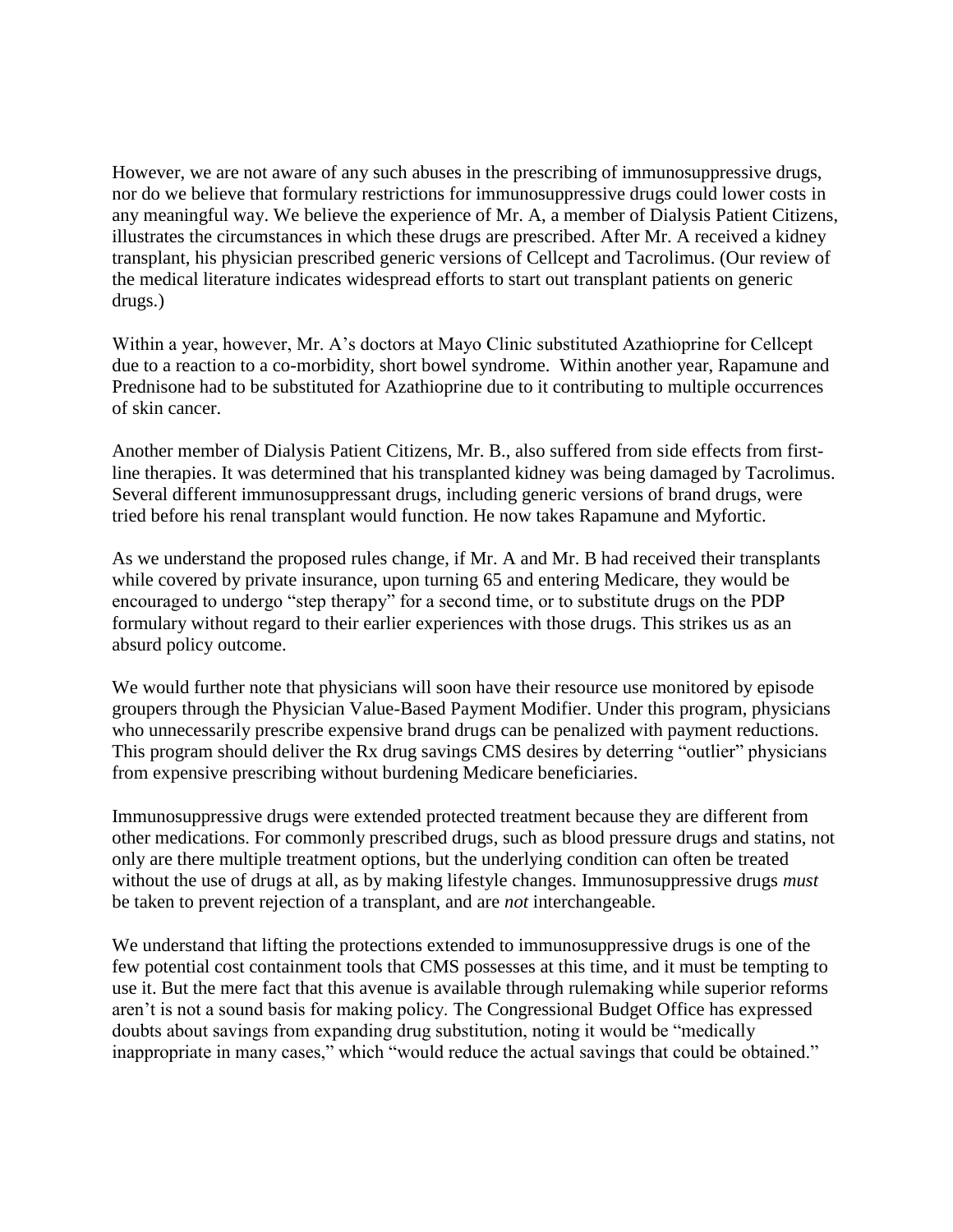However, we are not aware of any such abuses in the prescribing of immunosuppressive drugs, nor do we believe that formulary restrictions for immunosuppressive drugs could lower costs in any meaningful way. We believe the experience of Mr. A, a member of Dialysis Patient Citizens, illustrates the circumstances in which these drugs are prescribed. After Mr. A received a kidney transplant, his physician prescribed generic versions of Cellcept and Tacrolimus. (Our review of the medical literature indicates widespread efforts to start out transplant patients on generic drugs.)

Within a year, however, Mr. A's doctors at Mayo Clinic substituted Azathioprine for Cellcept due to a reaction to a co-morbidity, short bowel syndrome. Within another year, Rapamune and Prednisone had to be substituted for Azathioprine due to it contributing to multiple occurrences of skin cancer.

Another member of Dialysis Patient Citizens, Mr. B., also suffered from side effects from first-line therapies. It was determined that his transplanted kidney was being damaged by Tacrolimus. Several different immunosuppressant drugs, including generic versions of brand drugs, were tried before his renal transplant would function. He now takes Rapamune and Myfortic.

As we understand the proposed rules change, if Mr. A and Mr. B had received their transplants while covered by private insurance, upon turning 65 and entering Medicare, they would be encouraged to undergo "step therapy" for a second time, or to substitute drugs on the PDP formulary without regard to their earlier experiences with those drugs. This strikes us as an absurd policy outcome.

We would further note that physicians will soon have their resource use monitored by episode groupers through the Physician Value-Based Payment Modifier. Under this program, physicians who unnecessarily prescribe expensive brand drugs can be penalized with payment reductions. This program should deliver the Rx drug savings CMS desires by deterring "outlier" physicians from expensive prescribing without burdening Medicare beneficiaries.

Immunosuppressive drugs were extended protected treatment because they are different from other medications. For commonly prescribed drugs, such as blood pressure drugs and statins, not only are there multiple treatment options, but the underlying condition can often be treated without the use of drugs at all, as by making lifestyle changes. Immunosuppressive drugs *must* be taken to prevent rejection of a transplant, and are *not* interchangeable.

We understand that lifting the protections extended to immunosuppressive drugs is one of the few potential cost containment tools that CMS possesses at this time, and it must be tempting to use it. But the mere fact that this avenue is available through rulemaking while superior reforms aren't is not a sound basis for making policy. The Congressional Budget Office has expressed doubts about savings from expanding drug substitution, noting it would be "medically inappropriate in many cases," which "would reduce the actual savings that could be obtained."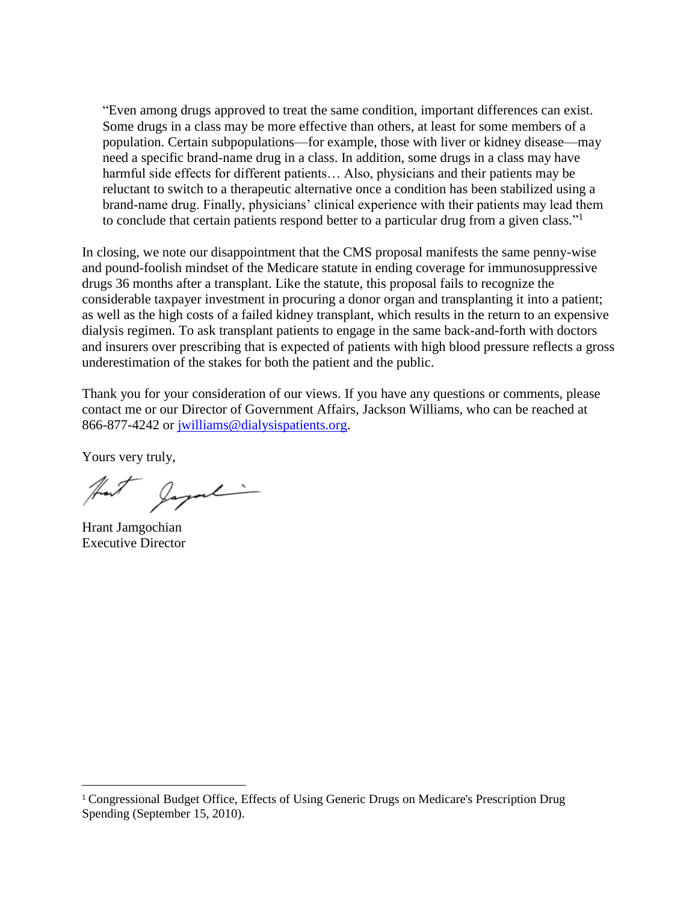> "Even among drugs approved to treat the same condition, important differences can exist. Some drugs in a class may be more effective than others, at least for some members of a population. Certain subpopulations—for example, those with liver or kidney disease—may need a specific brand-name drug in a class. In addition, some drugs in a class may have harmful side effects for different patients… Also, physicians and their patients may be reluctant to switch to a therapeutic alternative once a condition has been stabilized using a brand-name drug. Finally, physicians' clinical experience with their patients may lead them to conclude that certain patients respond better to a particular drug from a given class."[1]

In closing, we note our disappointment that the CMS proposal manifests the same penny-wise and pound-foolish mindset of the Medicare statute in ending coverage for immunosuppressive drugs 36 months after a transplant. Like the statute, this proposal fails to recognize the considerable taxpayer investment in procuring a donor organ and transplanting it into a patient; as well as the high costs of a failed kidney transplant, which results in the return to an expensive dialysis regimen. To ask transplant patients to engage in the same back-and-forth with doctors and insurers over prescribing that is expected of patients with high blood pressure reflects a gross underestimation of the stakes for both the patient and the public.

Thank you for your consideration of our views. If you have any questions or comments, please contact me or our Director of Government Affairs, Jackson Williams, who can be reached at 866-877-4242 or jwilliams@dialysispatients.org.

Yours very truly,

Hrant Jamgochian
Executive Director

---

[1] Congressional Budget Office, Effects of Using Generic Drugs on Medicare's Prescription Drug Spending (September 15, 2010).